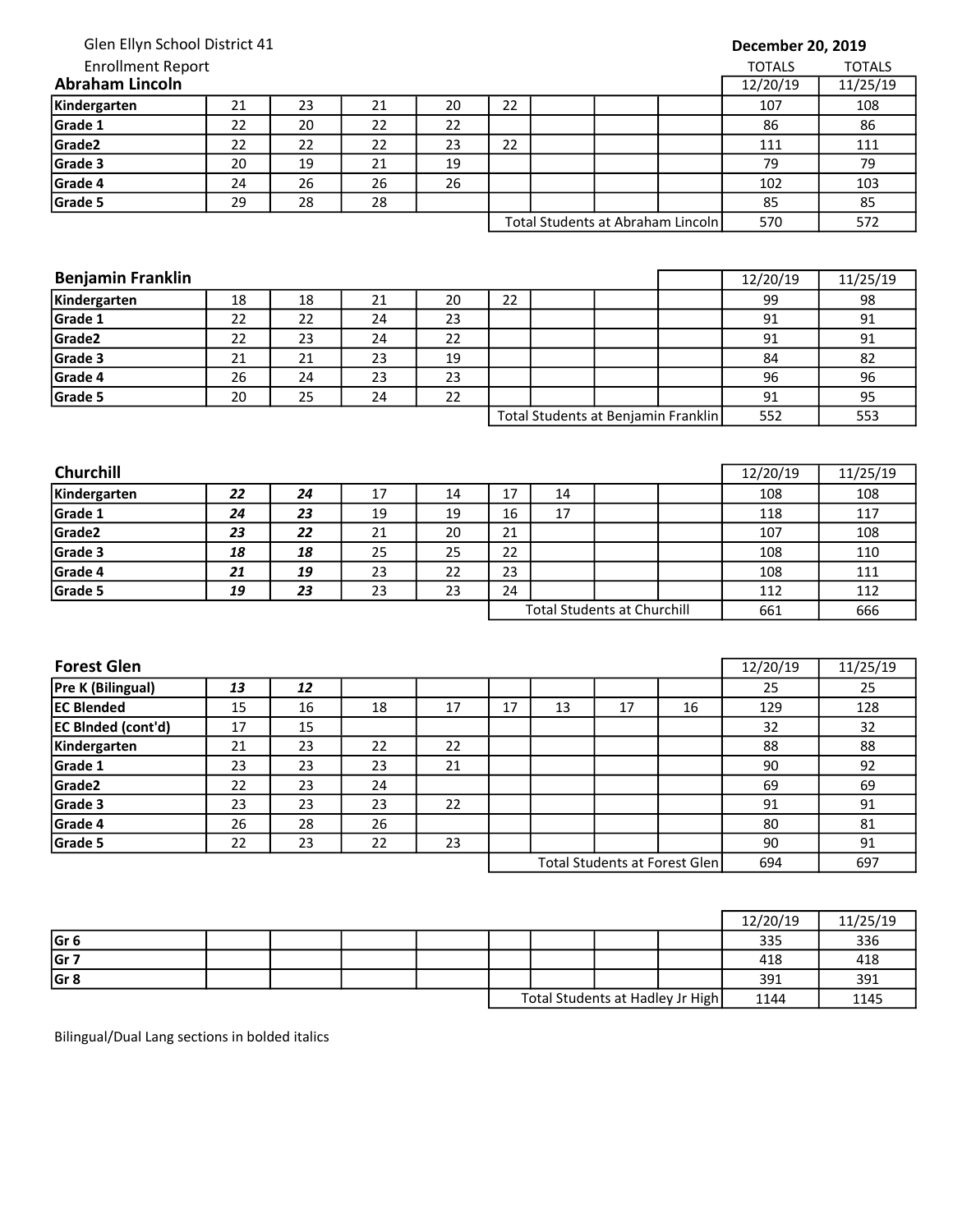Glen Ellyn School District 41

Enrollment Report

**December 20, 2019**

## Abraham Lincoln

| | | | | | | | | | TOTALS 12/20/19 | TOTALS 11/25/19 |
|---|---|---|---|---|---|---|---|---|---|---|
| **Kindergarten** | 21 | 23 | 21 | 20 | 22 | | | | 107 | 108 |
| **Grade 1** | 22 | 20 | 22 | 22 | | | | | 86 | 86 |
| **Grade2** | 22 | 22 | 22 | 23 | 22 | | | | 111 | 111 |
| **Grade 3** | 20 | 19 | 21 | 19 | | | | | 79 | 79 |
| **Grade 4** | 24 | 26 | 26 | 26 | | | | | 102 | 103 |
| **Grade 5** | 29 | 28 | 28 | | | | | | 85 | 85 |
| | | | | | Total Students at Abraham Lincoln | | | | 570 | 572 |

## Benjamin Franklin

| | | | | | | | | | 12/20/19 | 11/25/19 |
|---|---|---|---|---|---|---|---|---|---|---|
| **Kindergarten** | 18 | 18 | 21 | 20 | 22 | | | | 99 | 98 |
| **Grade 1** | 22 | 22 | 24 | 23 | | | | | 91 | 91 |
| **Grade2** | 22 | 23 | 24 | 22 | | | | | 91 | 91 |
| **Grade 3** | 21 | 21 | 23 | 19 | | | | | 84 | 82 |
| **Grade 4** | 26 | 24 | 23 | 23 | | | | | 96 | 96 |
| **Grade 5** | 20 | 25 | 24 | 22 | | | | | 91 | 95 |
| | | | | | Total Students at Benjamin Franklin | | | | 552 | 553 |

## Churchill

| | | | | | | | | | 12/20/19 | 11/25/19 |
|---|---|---|---|---|---|---|---|---|---|---|
| **Kindergarten** | ***22*** | ***24*** | 17 | 14 | 17 | 14 | | | 108 | 108 |
| **Grade 1** | ***24*** | ***23*** | 19 | 19 | 16 | 17 | | | 118 | 117 |
| **Grade2** | ***23*** | ***22*** | 21 | 20 | 21 | | | | 107 | 108 |
| **Grade 3** | ***18*** | ***18*** | 25 | 25 | 22 | | | | 108 | 110 |
| **Grade 4** | ***21*** | ***19*** | 23 | 22 | 23 | | | | 108 | 111 |
| **Grade 5** | ***19*** | ***23*** | 23 | 23 | 24 | | | | 112 | 112 |
| | | | | | Total Students at Churchill | | | | 661 | 666 |

## Forest Glen

| | | | | | | | | | 12/20/19 | 11/25/19 |
|---|---|---|---|---|---|---|---|---|---|---|
| **Pre K (Bilingual)** | ***13*** | ***12*** | | | | | | | 25 | 25 |
| **EC Blended** | 15 | 16 | 18 | 17 | 17 | 13 | 17 | 16 | 129 | 128 |
| **EC Blnded (cont'd)** | 17 | 15 | | | | | | | 32 | 32 |
| **Kindergarten** | 21 | 23 | 22 | 22 | | | | | 88 | 88 |
| **Grade 1** | 23 | 23 | 23 | 21 | | | | | 90 | 92 |
| **Grade2** | 22 | 23 | 24 | | | | | | 69 | 69 |
| **Grade 3** | 23 | 23 | 23 | 22 | | | | | 91 | 91 |
| **Grade 4** | 26 | 28 | 26 | | | | | | 80 | 81 |
| **Grade 5** | 22 | 23 | 22 | 23 | | | | | 90 | 91 |
| | | | | | Total Students at Forest Glen | | | | 694 | 697 |

## Hadley Jr High

| | | | | | | | | | 12/20/19 | 11/25/19 |
|---|---|---|---|---|---|---|---|---|---|---|
| **Gr 6** | | | | | | | | | 335 | 336 |
| **Gr 7** | | | | | | | | | 418 | 418 |
| **Gr 8** | | | | | | | | | 391 | 391 |
| | | | | | Total Students at Hadley Jr High | | | | 1144 | 1145 |

Bilingual/Dual Lang sections in bolded italics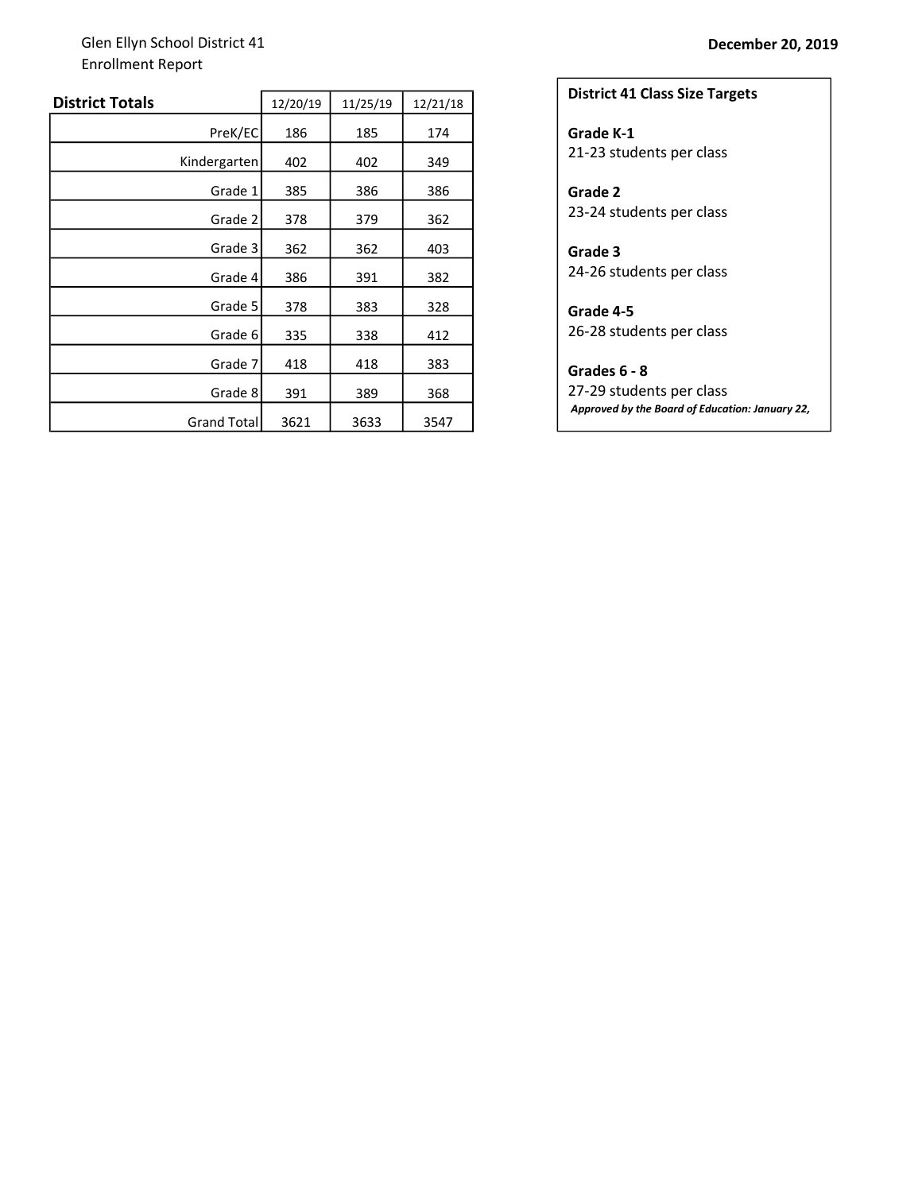Glen Ellyn School District 41
Enrollment Report

**December 20, 2019**

| **District Totals** | 12/20/19 | 11/25/19 | 12/21/18 |
|---|---|---|---|
| PreK/EC | 186 | 185 | 174 |
| Kindergarten | 402 | 402 | 349 |
| Grade 1 | 385 | 386 | 386 |
| Grade 2 | 378 | 379 | 362 |
| Grade 3 | 362 | 362 | 403 |
| Grade 4 | 386 | 391 | 382 |
| Grade 5 | 378 | 383 | 328 |
| Grade 6 | 335 | 338 | 412 |
| Grade 7 | 418 | 418 | 383 |
| Grade 8 | 391 | 389 | 368 |
| Grand Total | 3621 | 3633 | 3547 |

**District 41 Class Size Targets**

**Grade K-1**
21-23 students per class

**Grade 2**
23-24 students per class

**Grade 3**
24-26 students per class

**Grade 4-5**
26-28 students per class

**Grades 6 - 8**
27-29 students per class

***Approved by the Board of Education: January 22,***